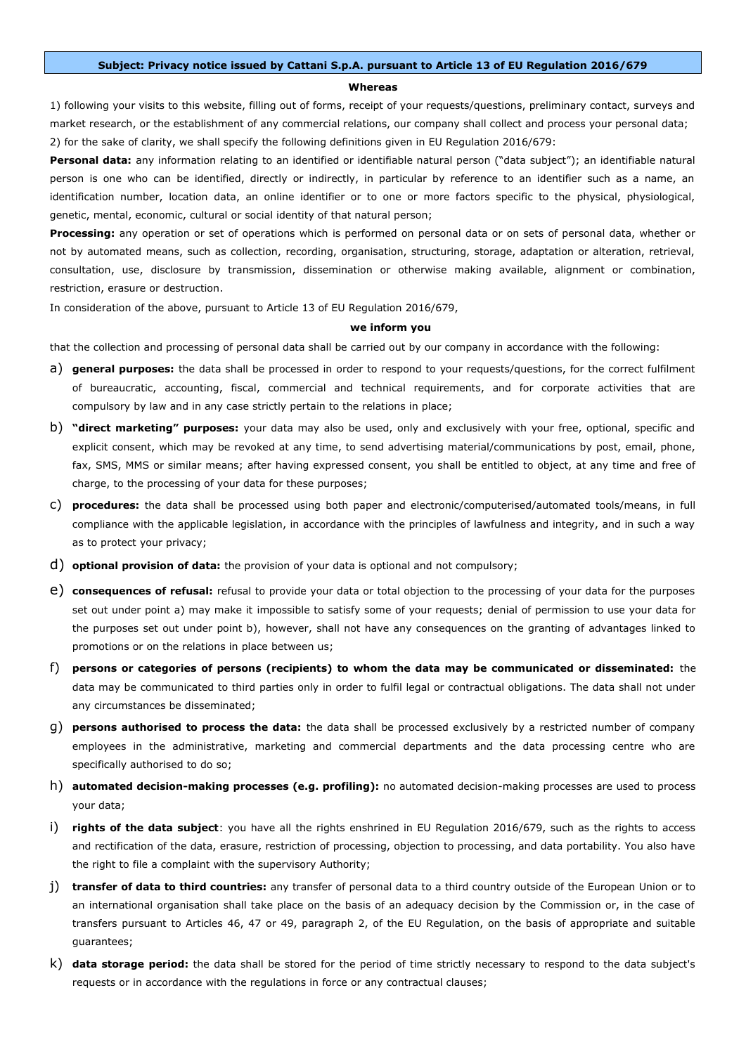**Subject: Privacy notice issued by Cattani S.p.A. pursuant to Article 13 of EU Regulation 2016/679**

**Whereas**

1) following your visits to this website, filling out of forms, receipt of your requests/questions, preliminary contact, surveys and market research, or the establishment of any commercial relations, our company shall collect and process your personal data;

2) for the sake of clarity, we shall specify the following definitions given in EU Regulation 2016/679:

**Personal data:** any information relating to an identified or identifiable natural person ("data subject"); an identifiable natural person is one who can be identified, directly or indirectly, in particular by reference to an identifier such as a name, an identification number, location data, an online identifier or to one or more factors specific to the physical, physiological, genetic, mental, economic, cultural or social identity of that natural person;

**Processing:** any operation or set of operations which is performed on personal data or on sets of personal data, whether or not by automated means, such as collection, recording, organisation, structuring, storage, adaptation or alteration, retrieval, consultation, use, disclosure by transmission, dissemination or otherwise making available, alignment or combination, restriction, erasure or destruction.

In consideration of the above, pursuant to Article 13 of EU Regulation 2016/679,

**we inform you**

that the collection and processing of personal data shall be carried out by our company in accordance with the following:

a) **general purposes:** the data shall be processed in order to respond to your requests/questions, for the correct fulfilment of bureaucratic, accounting, fiscal, commercial and technical requirements, and for corporate activities that are compulsory by law and in any case strictly pertain to the relations in place;

b) **"direct marketing" purposes:** your data may also be used, only and exclusively with your free, optional, specific and explicit consent, which may be revoked at any time, to send advertising material/communications by post, email, phone, fax, SMS, MMS or similar means; after having expressed consent, you shall be entitled to object, at any time and free of charge, to the processing of your data for these purposes;

c) **procedures:** the data shall be processed using both paper and electronic/computerised/automated tools/means, in full compliance with the applicable legislation, in accordance with the principles of lawfulness and integrity, and in such a way as to protect your privacy;

d) **optional provision of data:** the provision of your data is optional and not compulsory;

e) **consequences of refusal:** refusal to provide your data or total objection to the processing of your data for the purposes set out under point a) may make it impossible to satisfy some of your requests; denial of permission to use your data for the purposes set out under point b), however, shall not have any consequences on the granting of advantages linked to promotions or on the relations in place between us;

f) **persons or categories of persons (recipients) to whom the data may be communicated or disseminated:** the data may be communicated to third parties only in order to fulfil legal or contractual obligations. The data shall not under any circumstances be disseminated;

g) **persons authorised to process the data:** the data shall be processed exclusively by a restricted number of company employees in the administrative, marketing and commercial departments and the data processing centre who are specifically authorised to do so;

h) **automated decision-making processes (e.g. profiling):** no automated decision-making processes are used to process your data;

i) **rights of the data subject**: you have all the rights enshrined in EU Regulation 2016/679, such as the rights to access and rectification of the data, erasure, restriction of processing, objection to processing, and data portability. You also have the right to file a complaint with the supervisory Authority;

j) **transfer of data to third countries:** any transfer of personal data to a third country outside of the European Union or to an international organisation shall take place on the basis of an adequacy decision by the Commission or, in the case of transfers pursuant to Articles 46, 47 or 49, paragraph 2, of the EU Regulation, on the basis of appropriate and suitable guarantees;

k) **data storage period:** the data shall be stored for the period of time strictly necessary to respond to the data subject's requests or in accordance with the regulations in force or any contractual clauses;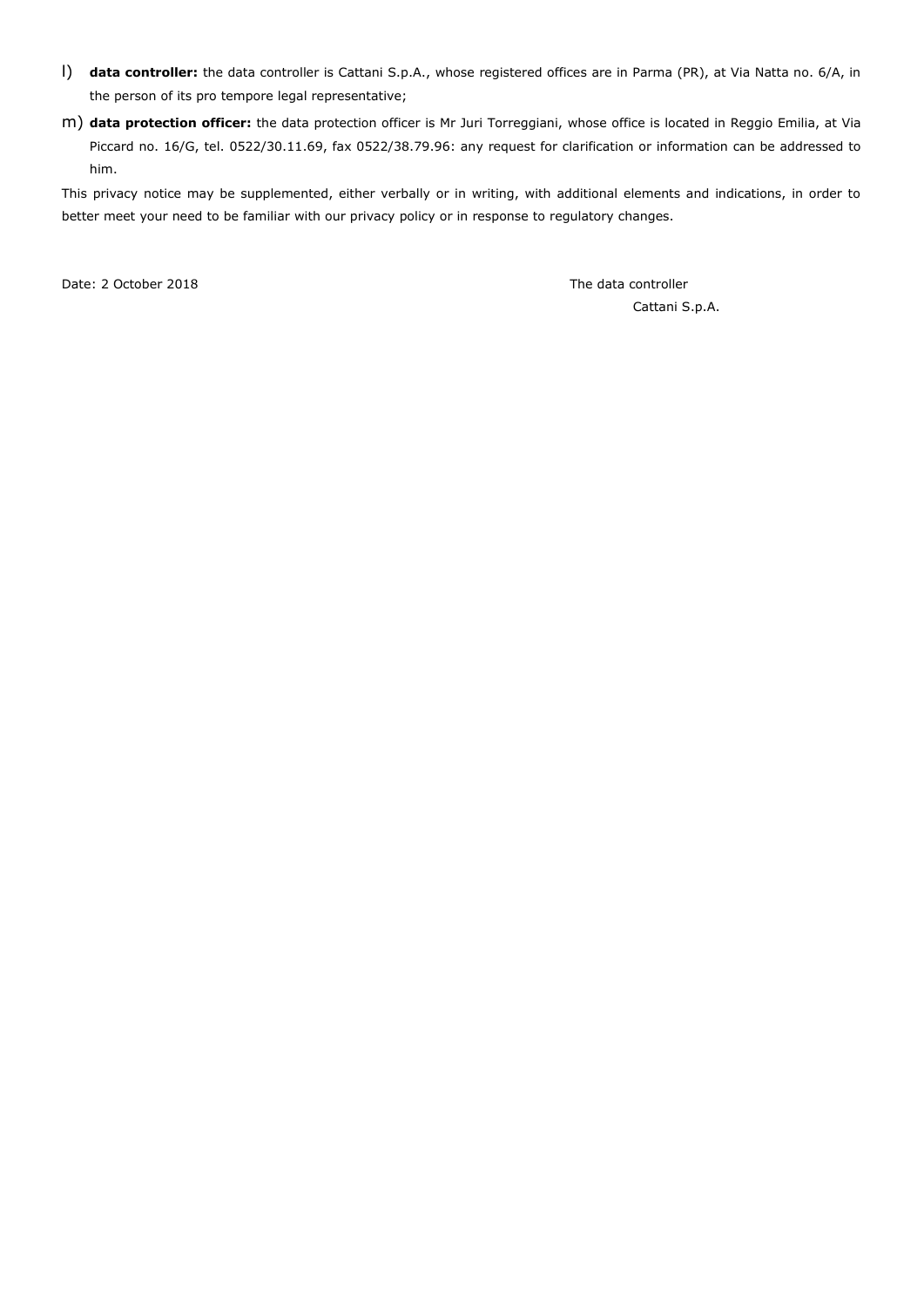l) **data controller:** the data controller is Cattani S.p.A., whose registered offices are in Parma (PR), at Via Natta no. 6/A, in the person of its pro tempore legal representative;

m) **data protection officer:** the data protection officer is Mr Juri Torreggiani, whose office is located in Reggio Emilia, at Via Piccard no. 16/G, tel. 0522/30.11.69, fax 0522/38.79.96: any request for clarification or information can be addressed to him.

This privacy notice may be supplemented, either verbally or in writing, with additional elements and indications, in order to better meet your need to be familiar with our privacy policy or in response to regulatory changes.

Date: 2 October 2018

The data controller
Cattani S.p.A.